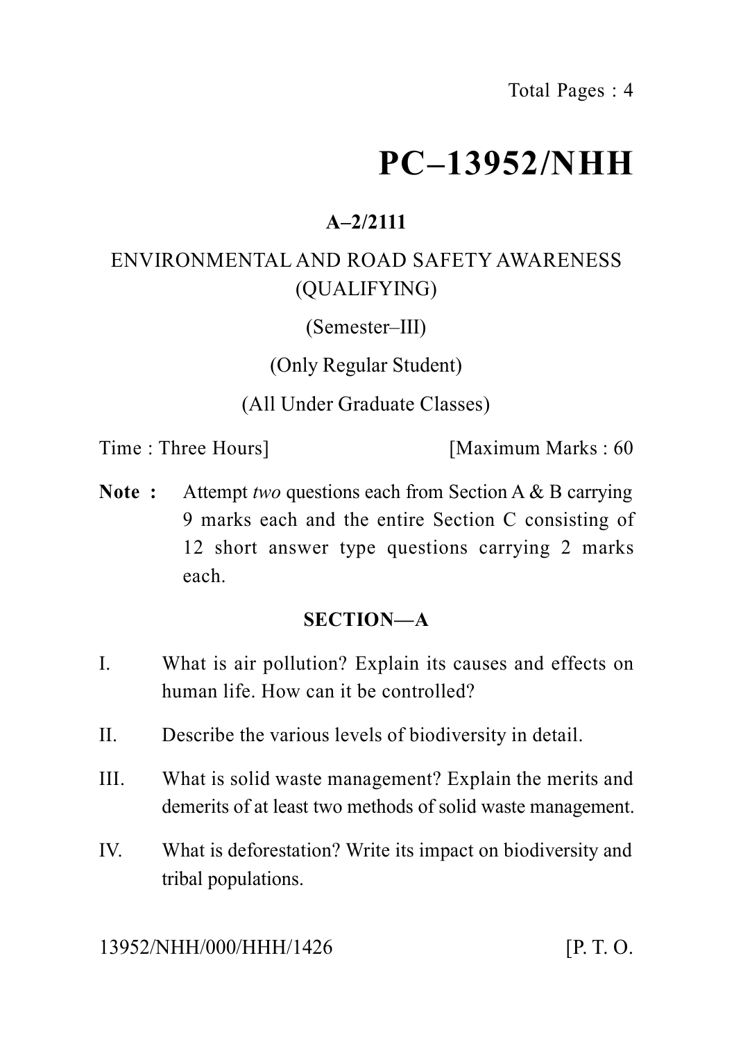# PC–13952/NHH

**A–2/2111**

ENVIRONMENTAL AND ROAD SAFETY AWARENESS
(QUALIFYING)

(Semester–III)

(Only Regular Student)

(All Under Graduate Classes)

Time : Three Hours] [Maximum Marks : 60

**Note :** Attempt *two* questions each from Section A & B carrying 9 marks each and the entire Section C consisting of 12 short answer type questions carrying 2 marks each.

## SECTION—A

I. What is air pollution? Explain its causes and effects on human life. How can it be controlled?

II. Describe the various levels of biodiversity in detail.

III. What is solid waste management? Explain the merits and demerits of at least two methods of solid waste management.

IV. What is deforestation? Write its impact on biodiversity and tribal populations.

13952/NHH/000/HHH/1426 [P. T. O.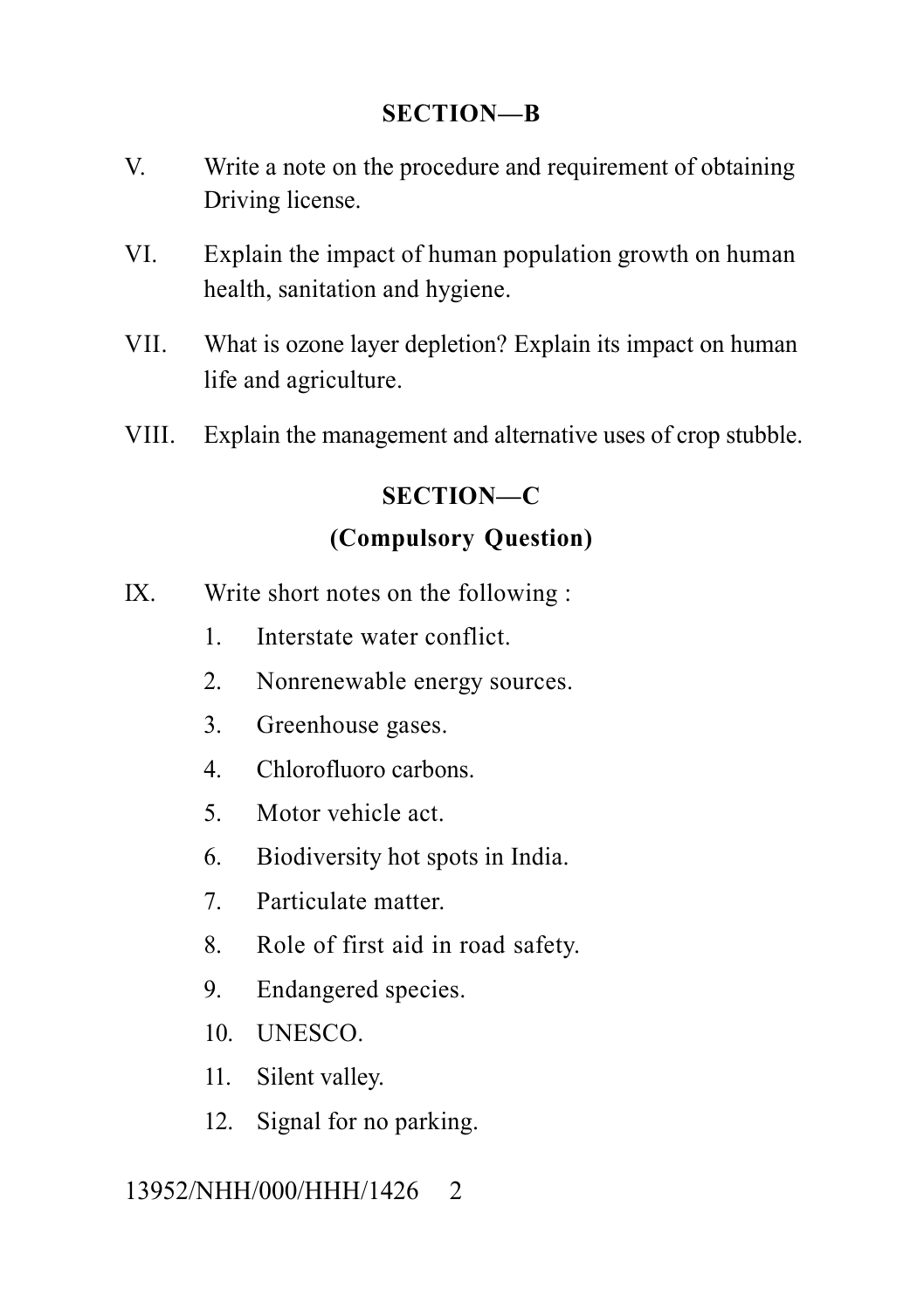## SECTION—B

V. Write a note on the procedure and requirement of obtaining Driving license.

VI. Explain the impact of human population growth on human health, sanitation and hygiene.

VII. What is ozone layer depletion? Explain its impact on human life and agriculture.

VIII. Explain the management and alternative uses of crop stubble.

## SECTION—C

### (Compulsory Question)

IX. Write short notes on the following :

1. Interstate water conflict.
2. Nonrenewable energy sources.
3. Greenhouse gases.
4. Chlorofluoro carbons.
5. Motor vehicle act.
6. Biodiversity hot spots in India.
7. Particulate matter.
8. Role of first aid in road safety.
9. Endangered species.
10. UNESCO.
11. Silent valley.
12. Signal for no parking.

13952/NHH/000/HHH/1426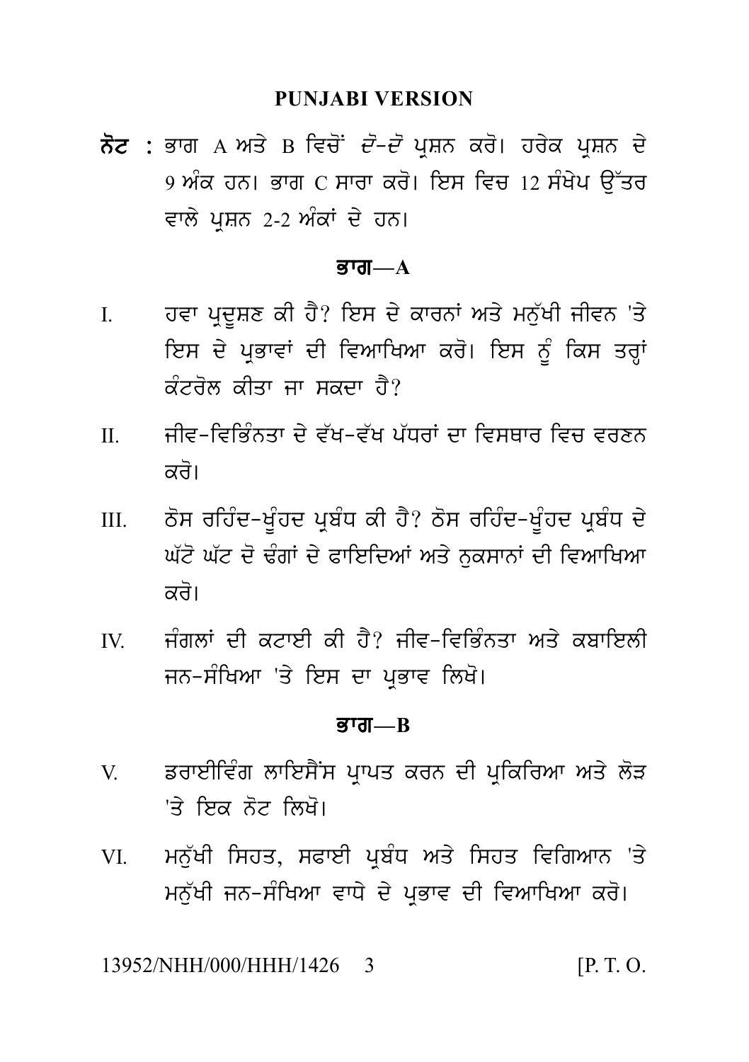## PUNJABI VERSION

**ਨੋਟ :** ਭਾਗ A ਅਤੇ B ਵਿਚੋਂ *ਦੋ-ਦੋ* ਪ੍ਰਸ਼ਨ ਕਰੋ। ਹਰੇਕ ਪ੍ਰਸ਼ਨ ਦੇ 9 ਅੰਕ ਹਨ। ਭਾਗ C ਸਾਰਾ ਕਰੋ। ਇਸ ਵਿਚ 12 ਸੰਖੇਪ ਉੱਤਰ ਵਾਲੇ ਪ੍ਰਸ਼ਨ 2-2 ਅੰਕਾਂ ਦੇ ਹਨ।

### ਭਾਗ—A

I. ਹਵਾ ਪ੍ਰਦੂਸ਼ਣ ਕੀ ਹੈ? ਇਸ ਦੇ ਕਾਰਨਾਂ ਅਤੇ ਮਨੁੱਖੀ ਜੀਵਨ 'ਤੇ ਇਸ ਦੇ ਪ੍ਰਭਾਵਾਂ ਦੀ ਵਿਆਖਿਆ ਕਰੋ। ਇਸ ਨੂੰ ਕਿਸ ਤਰ੍ਹਾਂ ਕੰਟਰੋਲ ਕੀਤਾ ਜਾ ਸਕਦਾ ਹੈ?

II. ਜੀਵ-ਵਿਭਿੰਨਤਾ ਦੇ ਵੱਖ-ਵੱਖ ਪੱਧਰਾਂ ਦਾ ਵਿਸਥਾਰ ਵਿਚ ਵਰਣਨ ਕਰੋ।

III. ਠੋਸ ਰਹਿੰਦ-ਖੂੰਹਦ ਪ੍ਰਬੰਧ ਕੀ ਹੈ? ਠੋਸ ਰਹਿੰਦ-ਖੂੰਹਦ ਪ੍ਰਬੰਧ ਦੇ ਘੱਟੋ ਘੱਟ ਦੋ ਢੰਗਾਂ ਦੇ ਫਾਇਦਿਆਂ ਅਤੇ ਨੁਕਸਾਨਾਂ ਦੀ ਵਿਆਖਿਆ ਕਰੋ।

IV. ਜੰਗਲਾਂ ਦੀ ਕਟਾਈ ਕੀ ਹੈ? ਜੀਵ-ਵਿਭਿੰਨਤਾ ਅਤੇ ਕਬਾਇਲੀ ਜਨ-ਸੰਖਿਆ 'ਤੇ ਇਸ ਦਾ ਪ੍ਰਭਾਵ ਲਿਖੋ।

### ਭਾਗ—B

V. ਡਰਾਈਵਿੰਗ ਲਾਇਸੈਂਸ ਪ੍ਰਾਪਤ ਕਰਨ ਦੀ ਪ੍ਰਕਿਰਿਆ ਅਤੇ ਲੋੜ 'ਤੇ ਇਕ ਨੋਟ ਲਿਖੋ।

VI. ਮਨੁੱਖੀ ਸਿਹਤ, ਸਫਾਈ ਪ੍ਰਬੰਧ ਅਤੇ ਸਿਹਤ ਵਿਗਿਆਨ 'ਤੇ ਮਨੁੱਖੀ ਜਨ-ਸੰਖਿਆ ਵਾਧੇ ਦੇ ਪ੍ਰਭਾਵ ਦੀ ਵਿਆਖਿਆ ਕਰੋ।

13952/NHH/000/HHH/1426 [P. T. O.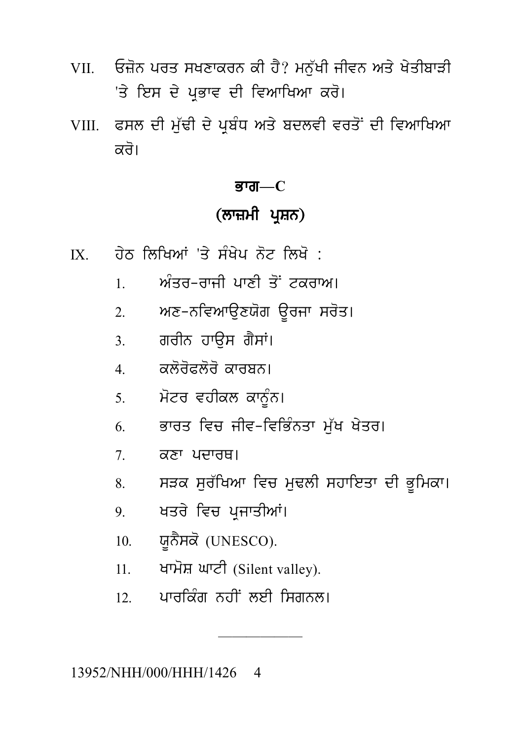VII. ਓਜ਼ੋਨ ਪਰਤ ਸਖਣਾਕਰਨ ਕੀ ਹੈ? ਮਨੁੱਖੀ ਜੀਵਨ ਅਤੇ ਖੇਤੀਬਾੜੀ 'ਤੇ ਇਸ ਦੇ ਪ੍ਰਭਾਵ ਦੀ ਵਿਆਖਿਆ ਕਰੋ।

VIII. ਫਸਲ ਦੀ ਮੁੱਢੀ ਦੇ ਪ੍ਰਬੰਧ ਅਤੇ ਬਦਲਵੀ ਵਰਤੋਂ ਦੀ ਵਿਆਖਿਆ ਕਰੋ।

## ਭਾਗ—C

### (ਲਾਜ਼ਮੀ ਪ੍ਰਸ਼ਨ)

IX. ਹੇਠ ਲਿਖਿਆਂ 'ਤੇ ਸੰਖੇਪ ਨੋਟ ਲਿਖੋ :

1. ਅੰਤਰ-ਰਾਜੀ ਪਾਣੀ ਤੋਂ ਟਕਰਾਅ।
2. ਅਣ-ਨਵਿਆਉਣਯੋਗ ਊਰਜਾ ਸਰੋਤ।
3. ਗਰੀਨ ਹਾਉਸ ਗੈਸਾਂ।
4. ਕਲੋਰੋਫਲੋਰੋ ਕਾਰਬਨ।
5. ਮੋਟਰ ਵਹੀਕਲ ਕਾਨੂੰਨ।
6. ਭਾਰਤ ਵਿਚ ਜੀਵ-ਵਿਭਿੰਨਤਾ ਮੁੱਖ ਖੇਤਰ।
7. ਕਣਾ ਪਦਾਰਥ।
8. ਸੜਕ ਸੁਰੱਖਿਆ ਵਿਚ ਮੁਢਲੀ ਸਹਾਇਤਾ ਦੀ ਭੂਮਿਕਾ।
9. ਖਤਰੇ ਵਿਚ ਪ੍ਰਜਾਤੀਆਂ।
10. ਯੂਨੈਸਕੋ (UNESCO).
11. ਖਾਮੋਸ਼ ਘਾਟੀ (Silent valley).
12. ਪਾਰਕਿੰਗ ਨਹੀਂ ਲਈ ਸਿਗਨਲ।

13952/NHH/000/HHH/1426